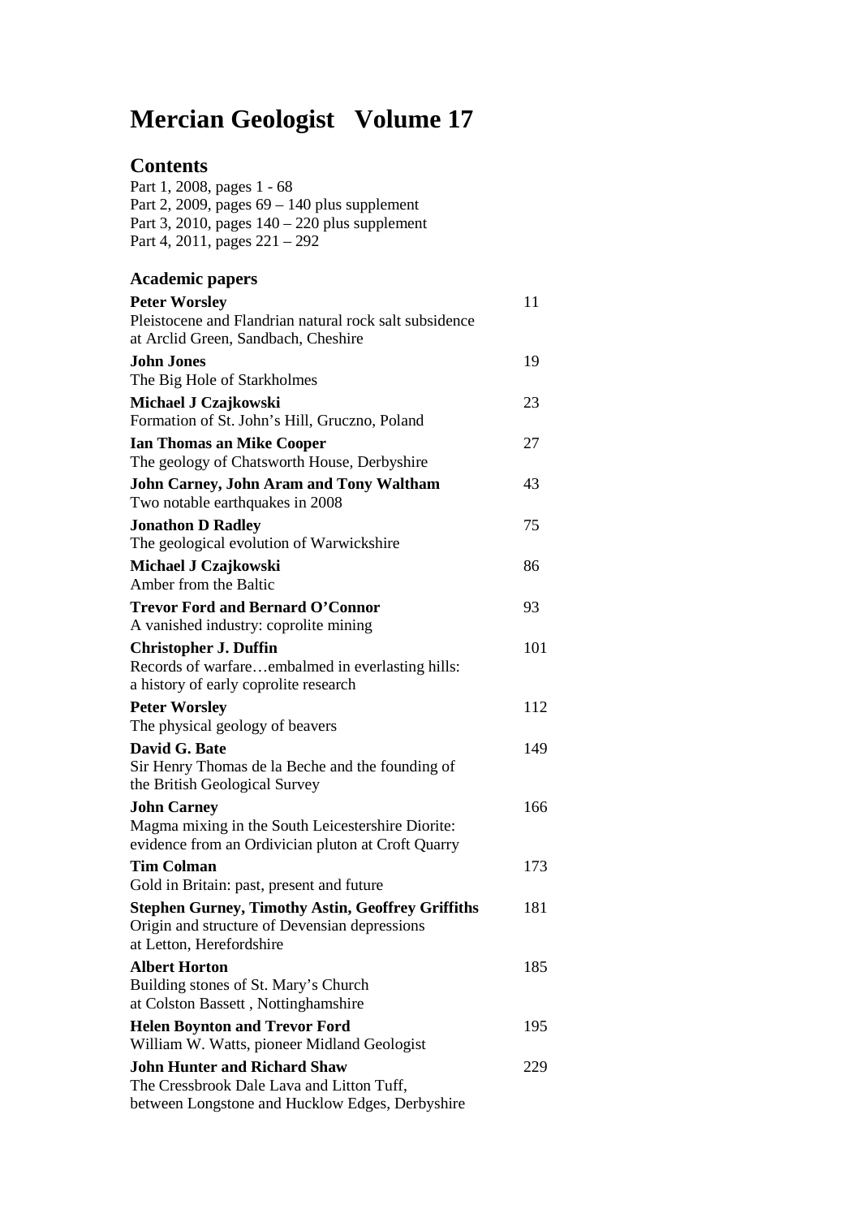# Mercian Geologist Volume 17

## Contents

Part 1, 2008, pages 1 - 68
Part 2, 2009, pages 69 – 140 plus supplement
Part 3, 2010, pages 140 – 220 plus supplement
Part 4, 2011, pages 221 – 292

### Academic papers

| | |
|---|---|
| **Peter Worsley**<br>Pleistocene and Flandrian natural rock salt subsidence at Arclid Green, Sandbach, Cheshire | 11 |
| **John Jones**<br>The Big Hole of Starkholmes | 19 |
| **Michael J Czajkowski**<br>Formation of St. John's Hill, Gruczno, Poland | 23 |
| **Ian Thomas an Mike Cooper**<br>The geology of Chatsworth House, Derbyshire | 27 |
| **John Carney, John Aram and Tony Waltham**<br>Two notable earthquakes in 2008 | 43 |
| **Jonathon D Radley**<br>The geological evolution of Warwickshire | 75 |
| **Michael J Czajkowski**<br>Amber from the Baltic | 86 |
| **Trevor Ford and Bernard O'Connor**<br>A vanished industry: coprolite mining | 93 |
| **Christopher J. Duffin**<br>Records of warfare…embalmed in everlasting hills: a history of early coprolite research | 101 |
| **Peter Worsley**<br>The physical geology of beavers | 112 |
| **David G. Bate**<br>Sir Henry Thomas de la Beche and the founding of the British Geological Survey | 149 |
| **John Carney**<br>Magma mixing in the South Leicestershire Diorite: evidence from an Ordivician pluton at Croft Quarry | 166 |
| **Tim Colman**<br>Gold in Britain: past, present and future | 173 |
| **Stephen Gurney, Timothy Astin, Geoffrey Griffiths**<br>Origin and structure of Devensian depressions at Letton, Herefordshire | 181 |
| **Albert Horton**<br>Building stones of St. Mary's Church at Colston Bassett , Nottinghamshire | 185 |
| **Helen Boynton and Trevor Ford**<br>William W. Watts, pioneer Midland Geologist | 195 |
| **John Hunter and Richard Shaw**<br>The Cressbrook Dale Lava and Litton Tuff, between Longstone and Hucklow Edges, Derbyshire | 229 |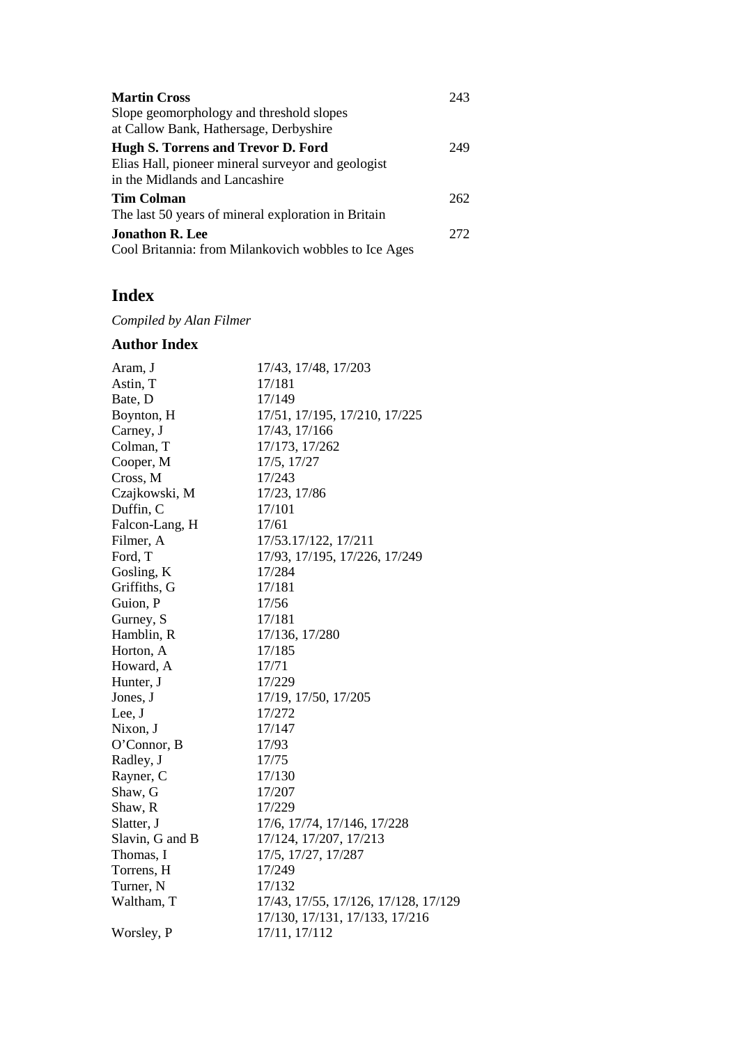**Martin Cross** 243
Slope geomorphology and threshold slopes
at Callow Bank, Hathersage, Derbyshire

**Hugh S. Torrens and Trevor D. Ford** 249
Elias Hall, pioneer mineral surveyor and geologist
in the Midlands and Lancashire

**Tim Colman** 262
The last 50 years of mineral exploration in Britain

**Jonathon R. Lee** 272
Cool Britannia: from Milankovich wobbles to Ice Ages

# Index

*Compiled by Alan Filmer*

## Author Index

| | |
|---|---|
| Aram, J | 17/43, 17/48, 17/203 |
| Astin, T | 17/181 |
| Bate, D | 17/149 |
| Boynton, H | 17/51, 17/195, 17/210, 17/225 |
| Carney, J | 17/43, 17/166 |
| Colman, T | 17/173, 17/262 |
| Cooper, M | 17/5, 17/27 |
| Cross, M | 17/243 |
| Czajkowski, M | 17/23, 17/86 |
| Duffin, C | 17/101 |
| Falcon-Lang, H | 17/61 |
| Filmer, A | 17/53.17/122, 17/211 |
| Ford, T | 17/93, 17/195, 17/226, 17/249 |
| Gosling, K | 17/284 |
| Griffiths, G | 17/181 |
| Guion, P | 17/56 |
| Gurney, S | 17/181 |
| Hamblin, R | 17/136, 17/280 |
| Horton, A | 17/185 |
| Howard, A | 17/71 |
| Hunter, J | 17/229 |
| Jones, J | 17/19, 17/50, 17/205 |
| Lee, J | 17/272 |
| Nixon, J | 17/147 |
| O'Connor, B | 17/93 |
| Radley, J | 17/75 |
| Rayner, C | 17/130 |
| Shaw, G | 17/207 |
| Shaw, R | 17/229 |
| Slatter, J | 17/6, 17/74, 17/146, 17/228 |
| Slavin, G and B | 17/124, 17/207, 17/213 |
| Thomas, I | 17/5, 17/27, 17/287 |
| Torrens, H | 17/249 |
| Turner, N | 17/132 |
| Waltham, T | 17/43, 17/55, 17/126, 17/128, 17/129 17/130, 17/131, 17/133, 17/216 |
| Worsley, P | 17/11, 17/112 |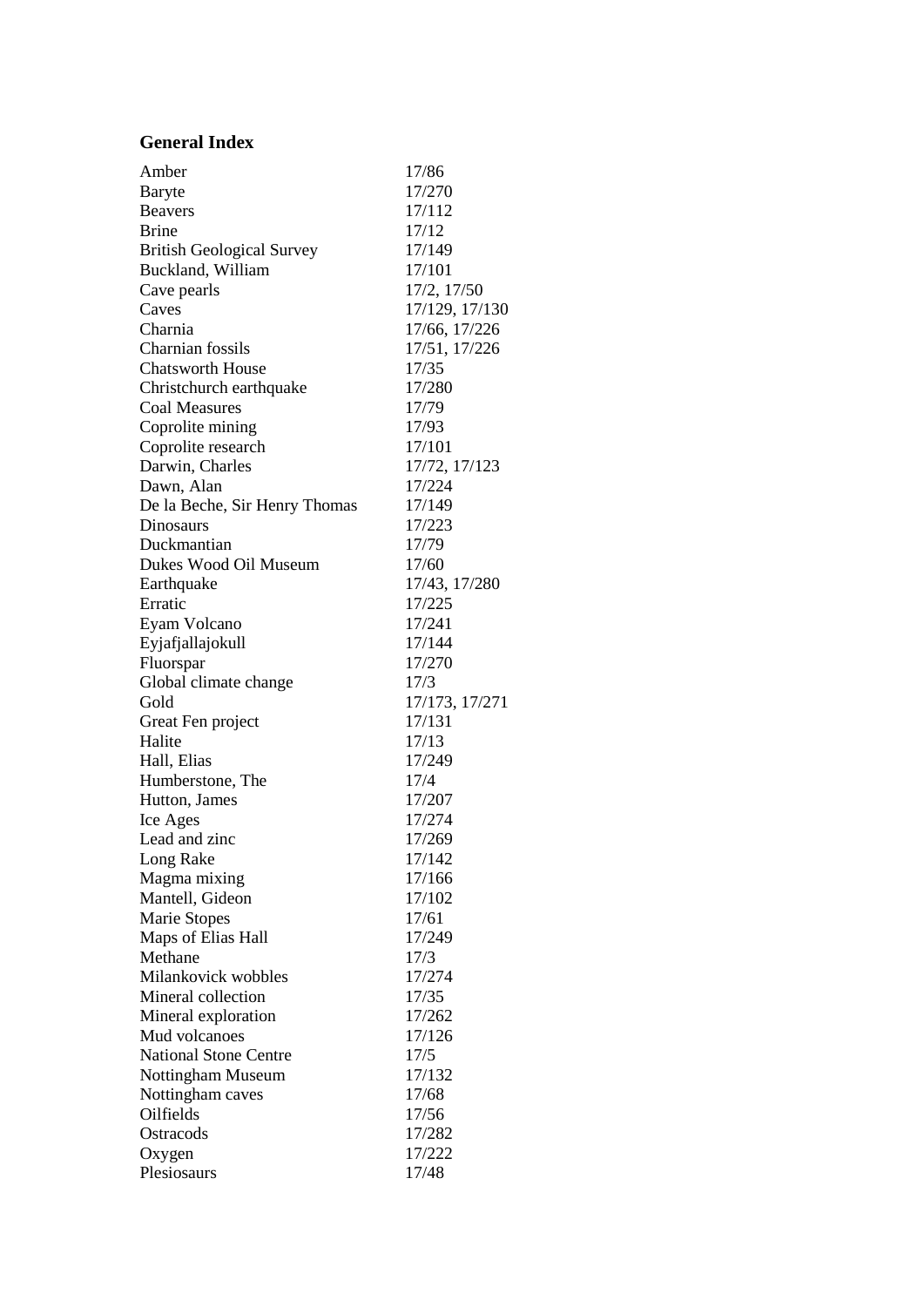## General Index

| | |
|---|---|
| Amber | 17/86 |
| Baryte | 17/270 |
| Beavers | 17/112 |
| Brine | 17/12 |
| British Geological Survey | 17/149 |
| Buckland, William | 17/101 |
| Cave pearls | 17/2, 17/50 |
| Caves | 17/129, 17/130 |
| Charnia | 17/66, 17/226 |
| Charnian fossils | 17/51, 17/226 |
| Chatsworth House | 17/35 |
| Christchurch earthquake | 17/280 |
| Coal Measures | 17/79 |
| Coprolite mining | 17/93 |
| Coprolite research | 17/101 |
| Darwin, Charles | 17/72, 17/123 |
| Dawn, Alan | 17/224 |
| De la Beche, Sir Henry Thomas | 17/149 |
| Dinosaurs | 17/223 |
| Duckmantian | 17/79 |
| Dukes Wood Oil Museum | 17/60 |
| Earthquake | 17/43, 17/280 |
| Erratic | 17/225 |
| Eyam Volcano | 17/241 |
| Eyjafjallajokull | 17/144 |
| Fluorspar | 17/270 |
| Global climate change | 17/3 |
| Gold | 17/173, 17/271 |
| Great Fen project | 17/131 |
| Halite | 17/13 |
| Hall, Elias | 17/249 |
| Humberstone, The | 17/4 |
| Hutton, James | 17/207 |
| Ice Ages | 17/274 |
| Lead and zinc | 17/269 |
| Long Rake | 17/142 |
| Magma mixing | 17/166 |
| Mantell, Gideon | 17/102 |
| Marie Stopes | 17/61 |
| Maps of Elias Hall | 17/249 |
| Methane | 17/3 |
| Milankovick wobbles | 17/274 |
| Mineral collection | 17/35 |
| Mineral exploration | 17/262 |
| Mud volcanoes | 17/126 |
| National Stone Centre | 17/5 |
| Nottingham Museum | 17/132 |
| Nottingham caves | 17/68 |
| Oilfields | 17/56 |
| Ostracods | 17/282 |
| Oxygen | 17/222 |
| Plesiosaurs | 17/48 |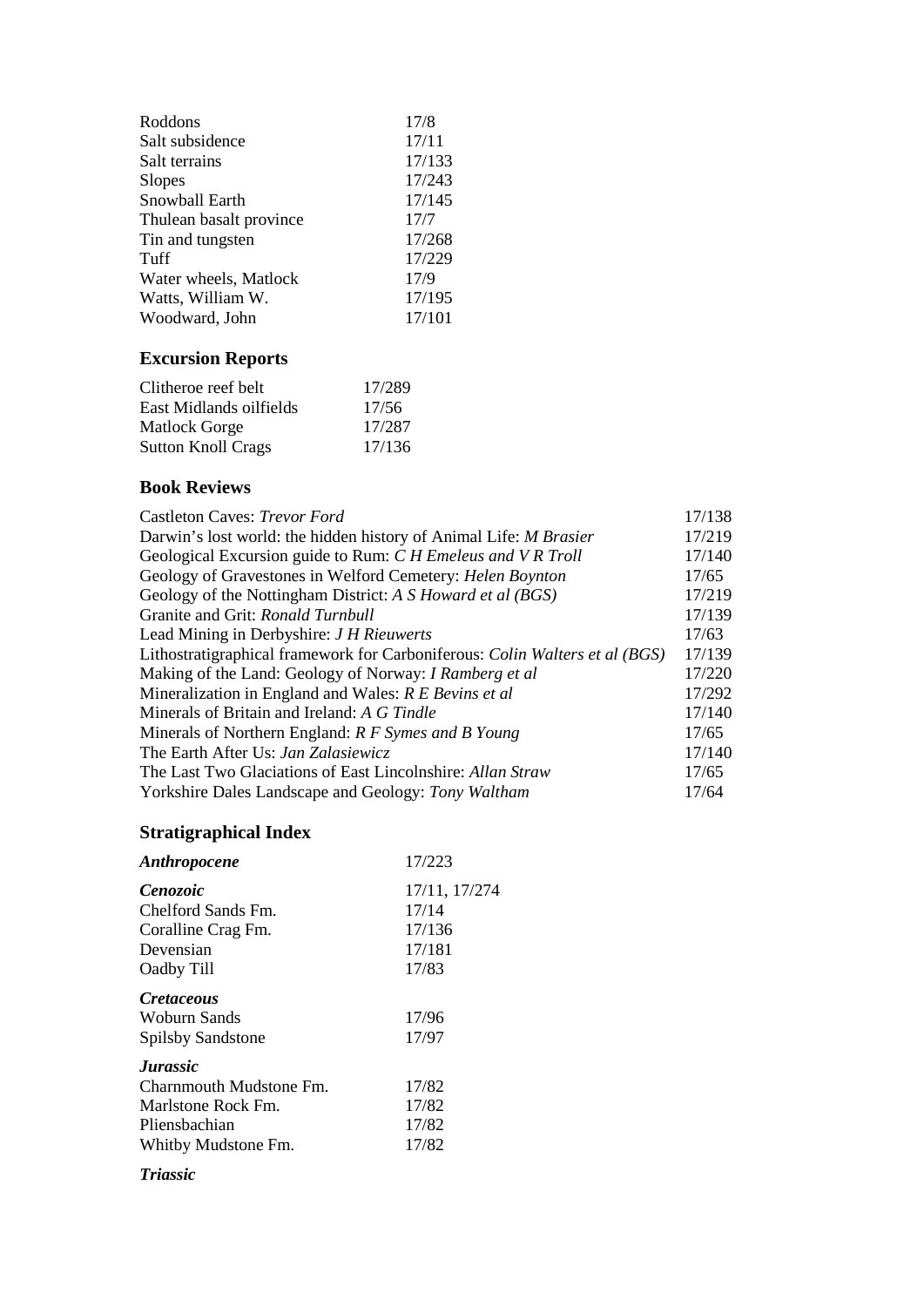| | |
|---|---|
| Roddons | 17/8 |
| Salt subsidence | 17/11 |
| Salt terrains | 17/133 |
| Slopes | 17/243 |
| Snowball Earth | 17/145 |
| Thulean basalt province | 17/7 |
| Tin and tungsten | 17/268 |
| Tuff | 17/229 |
| Water wheels, Matlock | 17/9 |
| Watts, William W. | 17/195 |
| Woodward, John | 17/101 |

## Excursion Reports

| | |
|---|---|
| Clitheroe reef belt | 17/289 |
| East Midlands oilfields | 17/56 |
| Matlock Gorge | 17/287 |
| Sutton Knoll Crags | 17/136 |

## Book Reviews

| | |
|---|---|
| Castleton Caves: *Trevor Ford* | 17/138 |
| Darwin's lost world: the hidden history of Animal Life: *M Brasier* | 17/219 |
| Geological Excursion guide to Rum: *C H Emeleus and V R Troll* | 17/140 |
| Geology of Gravestones in Welford Cemetery: *Helen Boynton* | 17/65 |
| Geology of the Nottingham District: *A S Howard et al (BGS)* | 17/219 |
| Granite and Grit: *Ronald Turnbull* | 17/139 |
| Lead Mining in Derbyshire: *J H Rieuwerts* | 17/63 |
| Lithostratigraphical framework for Carboniferous: *Colin Walters et al (BGS)* | 17/139 |
| Making of the Land: Geology of Norway: *I Ramberg et al* | 17/220 |
| Mineralization in England and Wales: *R E Bevins et al* | 17/292 |
| Minerals of Britain and Ireland: *A G Tindle* | 17/140 |
| Minerals of Northern England: *R F Symes and B Young* | 17/65 |
| The Earth After Us: *Jan Zalasiewicz* | 17/140 |
| The Last Two Glaciations of East Lincolnshire: *Allan Straw* | 17/65 |
| Yorkshire Dales Landscape and Geology: *Tony Waltham* | 17/64 |

## Stratigraphical Index

| | |
|---|---|
| ***Anthropocene*** | 17/223 |
| ***Cenozoic*** | 17/11, 17/274 |
| Chelford Sands Fm. | 17/14 |
| Coralline Crag Fm. | 17/136 |
| Devensian | 17/181 |
| Oadby Till | 17/83 |
| ***Cretaceous*** | |
| Woburn Sands | 17/96 |
| Spilsby Sandstone | 17/97 |
| ***Jurassic*** | |
| Charnmouth Mudstone Fm. | 17/82 |
| Marlstone Rock Fm. | 17/82 |
| Pliensbachian | 17/82 |
| Whitby Mudstone Fm. | 17/82 |
| ***Triassic*** | |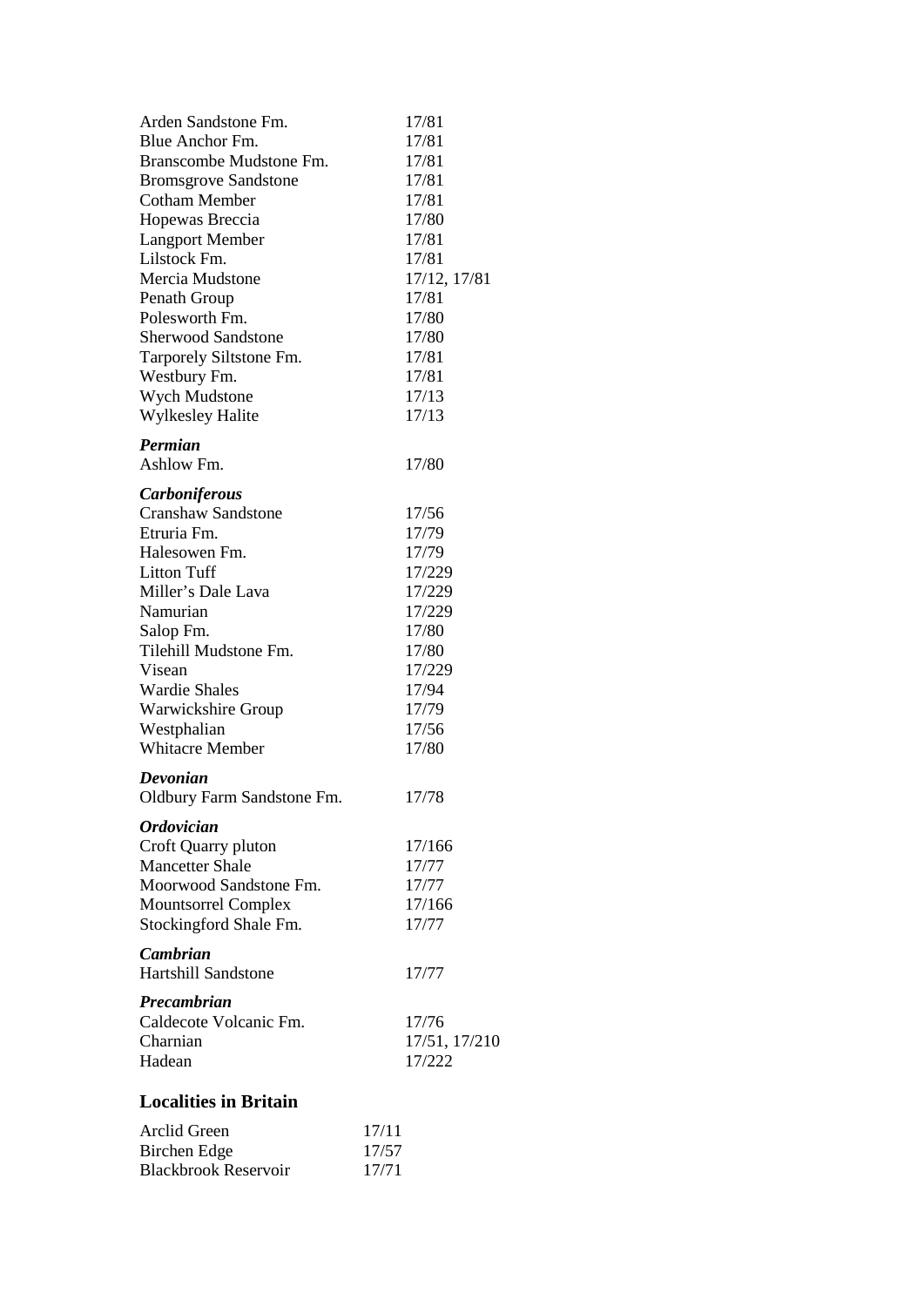| | |
|---|---|
| Arden Sandstone Fm. | 17/81 |
| Blue Anchor Fm. | 17/81 |
| Branscombe Mudstone Fm. | 17/81 |
| Bromsgrove Sandstone | 17/81 |
| Cotham Member | 17/81 |
| Hopewas Breccia | 17/80 |
| Langport Member | 17/81 |
| Lilstock Fm. | 17/81 |
| Mercia Mudstone | 17/12, 17/81 |
| Penath Group | 17/81 |
| Polesworth Fm. | 17/80 |
| Sherwood Sandstone | 17/80 |
| Tarporely Siltstone Fm. | 17/81 |
| Westbury Fm. | 17/81 |
| Wych Mudstone | 17/13 |
| Wylkesley Halite | 17/13 |

***Permian***

| | |
|---|---|
| Ashlow Fm. | 17/80 |

***Carboniferous***

| | |
|---|---|
| Cranshaw Sandstone | 17/56 |
| Etruria Fm. | 17/79 |
| Halesowen Fm. | 17/79 |
| Litton Tuff | 17/229 |
| Miller’s Dale Lava | 17/229 |
| Namurian | 17/229 |
| Salop Fm. | 17/80 |
| Tilehill Mudstone Fm. | 17/80 |
| Visean | 17/229 |
| Wardie Shales | 17/94 |
| Warwickshire Group | 17/79 |
| Westphalian | 17/56 |
| Whitacre Member | 17/80 |

***Devonian***

| | |
|---|---|
| Oldbury Farm Sandstone Fm. | 17/78 |

***Ordovician***

| | |
|---|---|
| Croft Quarry pluton | 17/166 |
| Mancetter Shale | 17/77 |
| Moorwood Sandstone Fm. | 17/77 |
| Mountsorrel Complex | 17/166 |
| Stockingford Shale Fm. | 17/77 |

***Cambrian***

| | |
|---|---|
| Hartshill Sandstone | 17/77 |

***Precambrian***

| | |
|---|---|
| Caldecote Volcanic Fm. | 17/76 |
| Charnian | 17/51, 17/210 |
| Hadean | 17/222 |

## Localities in Britain

| | |
|---|---|
| Arclid Green | 17/11 |
| Birchen Edge | 17/57 |
| Blackbrook Reservoir | 17/71 |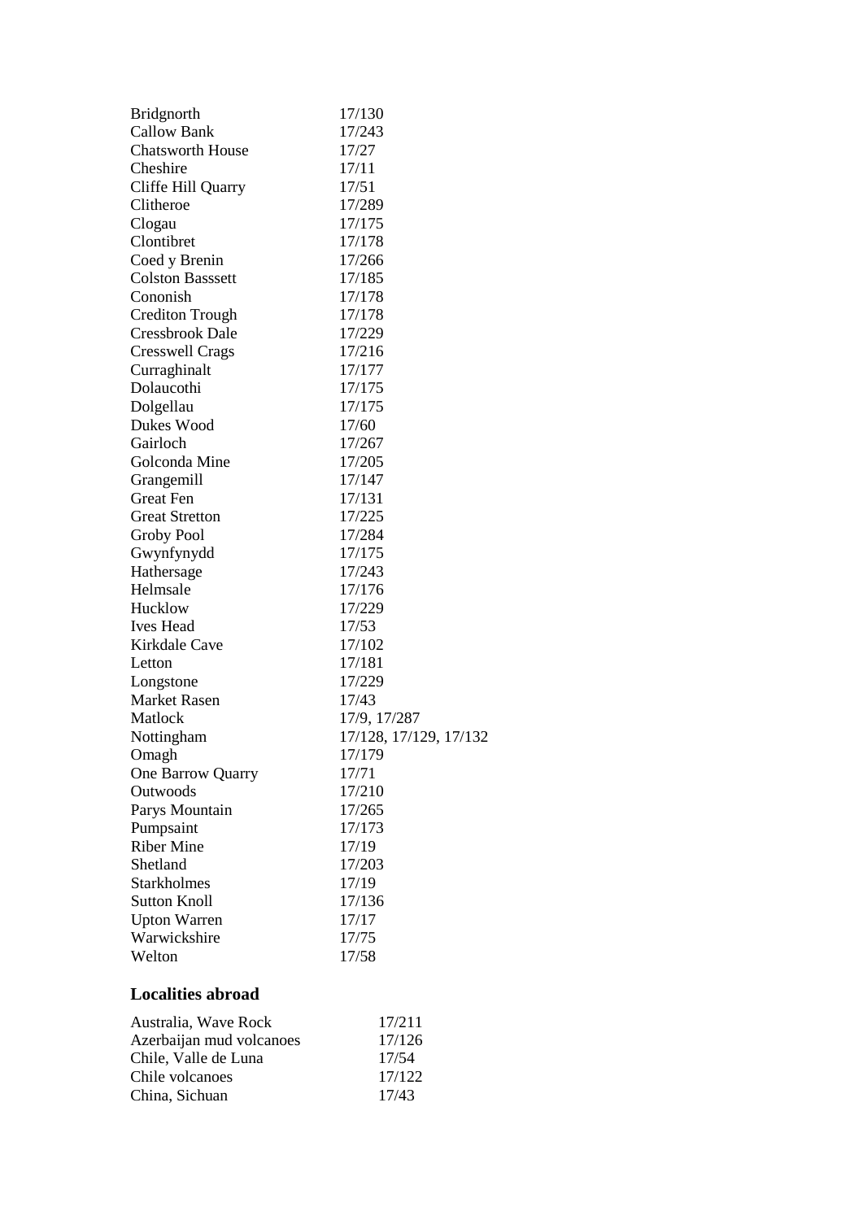| | |
|---|---|
| Bridgnorth | 17/130 |
| Callow Bank | 17/243 |
| Chatsworth House | 17/27 |
| Cheshire | 17/11 |
| Cliffe Hill Quarry | 17/51 |
| Clitheroe | 17/289 |
| Clogau | 17/175 |
| Clontibret | 17/178 |
| Coed y Brenin | 17/266 |
| Colston Basssett | 17/185 |
| Cononish | 17/178 |
| Crediton Trough | 17/178 |
| Cressbrook Dale | 17/229 |
| Cresswell Crags | 17/216 |
| Curraghinalt | 17/177 |
| Dolaucothi | 17/175 |
| Dolgellau | 17/175 |
| Dukes Wood | 17/60 |
| Gairloch | 17/267 |
| Golconda Mine | 17/205 |
| Grangemill | 17/147 |
| Great Fen | 17/131 |
| Great Stretton | 17/225 |
| Groby Pool | 17/284 |
| Gwynfynydd | 17/175 |
| Hathersage | 17/243 |
| Helmsale | 17/176 |
| Hucklow | 17/229 |
| Ives Head | 17/53 |
| Kirkdale Cave | 17/102 |
| Letton | 17/181 |
| Longstone | 17/229 |
| Market Rasen | 17/43 |
| Matlock | 17/9, 17/287 |
| Nottingham | 17/128, 17/129, 17/132 |
| Omagh | 17/179 |
| One Barrow Quarry | 17/71 |
| Outwoods | 17/210 |
| Parys Mountain | 17/265 |
| Pumpsaint | 17/173 |
| Riber Mine | 17/19 |
| Shetland | 17/203 |
| Starkholmes | 17/19 |
| Sutton Knoll | 17/136 |
| Upton Warren | 17/17 |
| Warwickshire | 17/75 |
| Welton | 17/58 |

## Localities abroad

| | |
|---|---|
| Australia, Wave Rock | 17/211 |
| Azerbaijan mud volcanoes | 17/126 |
| Chile, Valle de Luna | 17/54 |
| Chile volcanoes | 17/122 |
| China, Sichuan | 17/43 |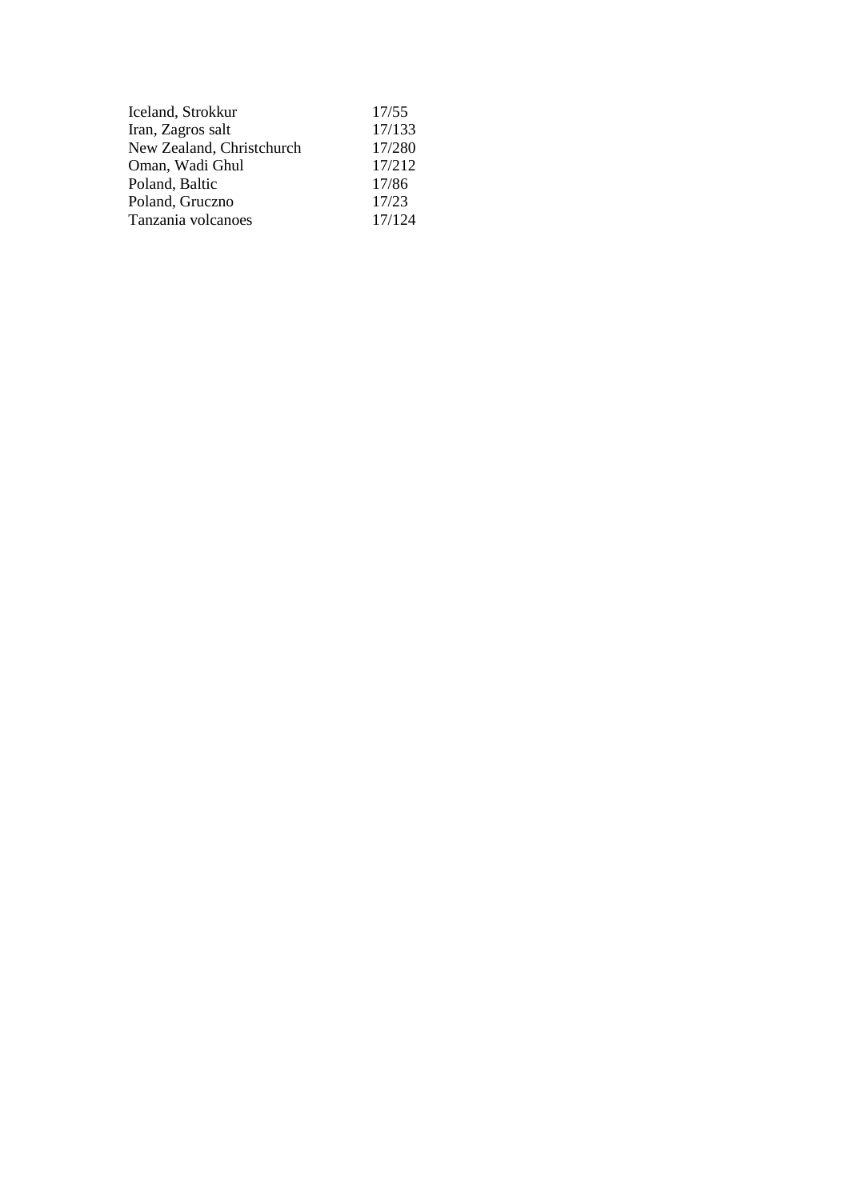| | |
|---|---|
| Iceland, Strokkur | 17/55 |
| Iran, Zagros salt | 17/133 |
| New Zealand, Christchurch | 17/280 |
| Oman, Wadi Ghul | 17/212 |
| Poland, Baltic | 17/86 |
| Poland, Gruczno | 17/23 |
| Tanzania volcanoes | 17/124 |